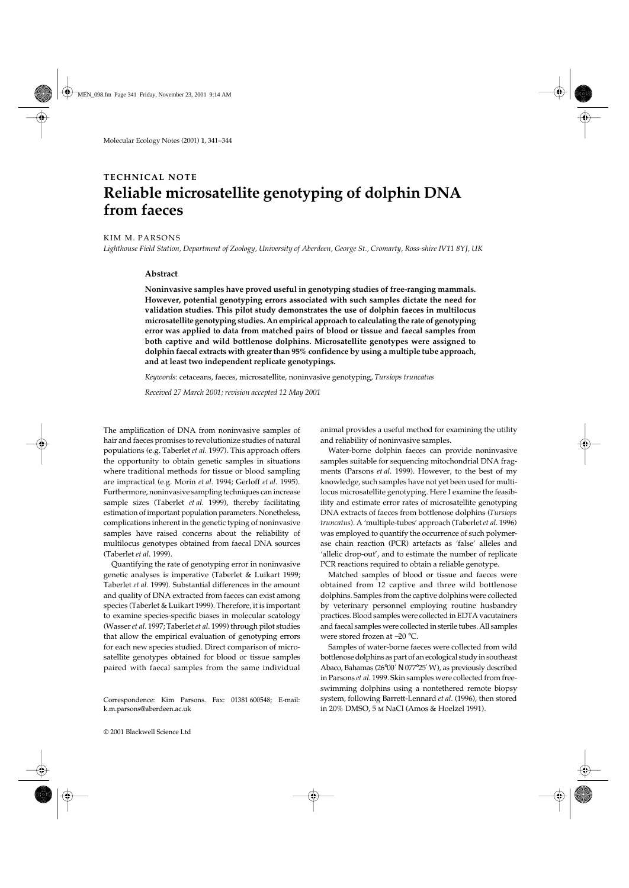TECHNICAL NOTE

# Reliable microsatellite genotyping of dolphin DNA from faeces

KIM M. PARSONS

*Lighthouse Field Station, Department of Zoology, University of Aberdeen, George St., Cromarty, Ross-shire IV11 8YJ, UK*

## Abstract

**Noninvasive samples have proved useful in genotyping studies of free-ranging mammals. However, potential genotyping errors associated with such samples dictate the need for validation studies. This pilot study demonstrates the use of dolphin faeces in multilocus microsatellite genotyping studies. An empirical approach to calculating the rate of genotyping error was applied to data from matched pairs of blood or tissue and faecal samples from both captive and wild bottlenose dolphins. Microsatellite genotypes were assigned to dolphin faecal extracts with greater than 95% confidence by using a multiple tube approach, and at least two independent replicate genotypings.**

*Keywords*: cetaceans, faeces, microsatellite, noninvasive genotyping, *Tursiops truncatus*

*Received 27 March 2001; revision accepted 12 May 2001*

The amplification of DNA from noninvasive samples of hair and faeces promises to revolutionize studies of natural populations (e.g. Taberlet *et al*. 1997). This approach offers the opportunity to obtain genetic samples in situations where traditional methods for tissue or blood sampling are impractical (e.g. Morin *et al*. 1994; Gerloff *et al*. 1995). Furthermore, noninvasive sampling techniques can increase sample sizes (Taberlet *et al*. 1999), thereby facilitating estimation of important population parameters. Nonetheless, complications inherent in the genetic typing of noninvasive samples have raised concerns about the reliability of multilocus genotypes obtained from faecal DNA sources (Taberlet *et al*. 1999).

Quantifying the rate of genotyping error in noninvasive genetic analyses is imperative (Taberlet & Luikart 1999; Taberlet *et al*. 1999). Substantial differences in the amount and quality of DNA extracted from faeces can exist among species (Taberlet & Luikart 1999). Therefore, it is important to examine species-specific biases in molecular scatology (Wasser *et al*. 1997; Taberlet *et al*. 1999) through pilot studies that allow the empirical evaluation of genotyping errors for each new species studied. Direct comparison of microsatellite genotypes obtained for blood or tissue samples paired with faecal samples from the same individual animal provides a useful method for examining the utility and reliability of noninvasive samples.

Water-borne dolphin faeces can provide noninvasive samples suitable for sequencing mitochondrial DNA fragments (Parsons *et al*. 1999). However, to the best of my knowledge, such samples have not yet been used for multilocus microsatellite genotyping. Here I examine the feasibility and estimate error rates of microsatellite genotyping DNA extracts of faeces from bottlenose dolphins (*Tursiops truncatus*). A 'multiple-tubes' approach (Taberlet *et al*. 1996) was employed to quantify the occurrence of such polymerase chain reaction (PCR) artefacts as 'false' alleles and 'allelic drop-out', and to estimate the number of replicate PCR reactions required to obtain a reliable genotype.

Matched samples of blood or tissue and faeces were obtained from 12 captive and three wild bottlenose dolphins. Samples from the captive dolphins were collected by veterinary personnel employing routine husbandry practices. Blood samples were collected in EDTA vacutainers and faecal samples were collected in sterile tubes. All samples were stored frozen at −20 °C.

Samples of water-borne faeces were collected from wild bottlenose dolphins as part of an ecological study in southeast Abaco, Bahamas (26°00′ N 077°25′ W), as previously described in Parsons *et al*. 1999. Skin samples were collected from free-swimming dolphins using a nontethered remote biopsy system, following Barrett-Lennard *et al*. (1996), then stored in 20% DMSO, 5 M NaCl (Amos & Hoelzel 1991).

Correspondence: Kim Parsons. Fax: 01381 600548; E-mail: k.m.parsons@aberdeen.ac.uk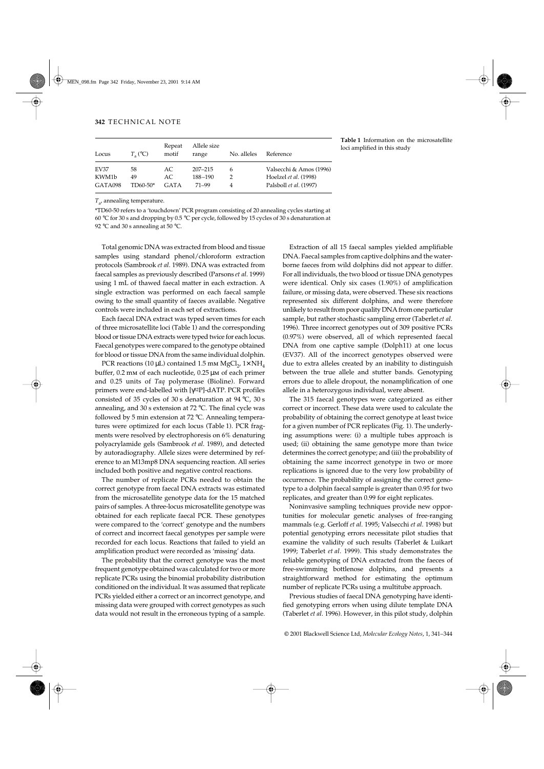| Locus | $T_a$ (°C) | Repeat motif | Allele size range | No. alleles | Reference |
|---|---|---|---|---|---|
| EV37 | 58 | AC | 207–215 | 6 | Valsecchi & Amos (1996) |
| KWM1b | 49 | AC | 188–190 | 2 | Hoelzel *et al*. (1998) |
| GATA098 | TD60-50* | GATA | 71–99 | 4 | Palsboll *et al*. (1997) |

**Table 1** Information on the microsatellite loci amplified in this study

$T_a$, annealing temperature.

*TD60-50 refers to a 'touchdown' PCR program consisting of 20 annealing cycles starting at 60 °C for 30 s and dropping by 0.5 °C per cycle, followed by 15 cycles of 30 s denaturation at 92 °C and 30 s annealing at 50 °C.

Total genomic DNA was extracted from blood and tissue samples using standard phenol/chloroform extraction protocols (Sambrook *et al*. 1989). DNA was extracted from faecal samples as previously described (Parsons *et al*. 1999) using 1 mL of thawed faecal matter in each extraction. A single extraction was performed on each faecal sample owing to the small quantity of faeces available. Negative controls were included in each set of extractions.

Each faecal DNA extract was typed seven times for each of three microsatellite loci (Table 1) and the corresponding blood or tissue DNA extracts were typed twice for each locus. Faecal genotypes were compared to the genotype obtained for blood or tissue DNA from the same individual dolphin.

PCR reactions (10 μL) contained 1.5 mM $MgCl_2$, 1× $NH_4$ buffer, 0.2 mM of each nucleotide, 0.25 μM of each primer and 0.25 units of *Taq* polymerase (Bioline). Forward primers were end-labelled with [γ32P]-dATP. PCR profiles consisted of 35 cycles of 30 s denaturation at 94 °C, 30 s annealing, and 30 s extension at 72 °C. The final cycle was followed by 5 min extension at 72 °C. Annealing temperatures were optimized for each locus (Table 1). PCR fragments were resolved by electrophoresis on 6% denaturing polyacrylamide gels (Sambrook *et al*. 1989), and detected by autoradiography. Allele sizes were determined by reference to an M13mp8 DNA sequencing reaction. All series included both positive and negative control reactions.

The number of replicate PCRs needed to obtain the correct genotype from faecal DNA extracts was estimated from the microsatellite genotype data for the 15 matched pairs of samples. A three-locus microsatellite genotype was obtained for each replicate faecal PCR. These genotypes were compared to the 'correct' genotype and the numbers of correct and incorrect faecal genotypes per sample were recorded for each locus. Reactions that failed to yield an amplification product were recorded as 'missing' data.

The probability that the correct genotype was the most frequent genotype obtained was calculated for two or more replicate PCRs using the binomial probability distribution conditioned on the individual. It was assumed that replicate PCRs yielded either a correct or an incorrect genotype, and missing data were grouped with correct genotypes as such data would not result in the erroneous typing of a sample.

Extraction of all 15 faecal samples yielded amplifiable DNA. Faecal samples from captive dolphins and the waterborne faeces from wild dolphins did not appear to differ. For all individuals, the two blood or tissue DNA genotypes were identical. Only six cases (1.90%) of amplification failure, or missing data, were observed. These six reactions represented six different dolphins, and were therefore unlikely to result from poor quality DNA from one particular sample, but rather stochastic sampling error (Taberlet *et al*. 1996). Three incorrect genotypes out of 309 positive PCRs (0.97%) were observed, all of which represented faecal DNA from one captive sample (Dolph11) at one locus (EV37). All of the incorrect genotypes observed were due to extra alleles created by an inability to distinguish between the true allele and stutter bands. Genotyping errors due to allele dropout, the nonamplification of one allele in a heterozygous individual, were absent.

The 315 faecal genotypes were categorized as either correct or incorrect. These data were used to calculate the probability of obtaining the correct genotype at least twice for a given number of PCR replicates (Fig. 1). The underlying assumptions were: (i) a multiple tubes approach is used; (ii) obtaining the same genotype more than twice determines the correct genotype; and (iii) the probability of obtaining the same incorrect genotype in two or more replications is ignored due to the very low probability of occurrence. The probability of assigning the correct genotype to a dolphin faecal sample is greater than 0.95 for two replicates, and greater than 0.99 for eight replicates.

Noninvasive sampling techniques provide new opportunities for molecular genetic analyses of free-ranging mammals (e.g. Gerloff *et al*. 1995; Valsecchi *et al*. 1998) but potential genotyping errors necessitate pilot studies that examine the validity of such results (Taberlet & Luikart 1999; Taberlet *et al*. 1999). This study demonstrates the reliable genotyping of DNA extracted from the faeces of free-swimming bottlenose dolphins, and presents a straightforward method for estimating the optimum number of replicate PCRs using a multitube approach.

Previous studies of faecal DNA genotyping have identified genotyping errors when using dilute template DNA (Taberlet *et al*. 1996). However, in this pilot study, dolphin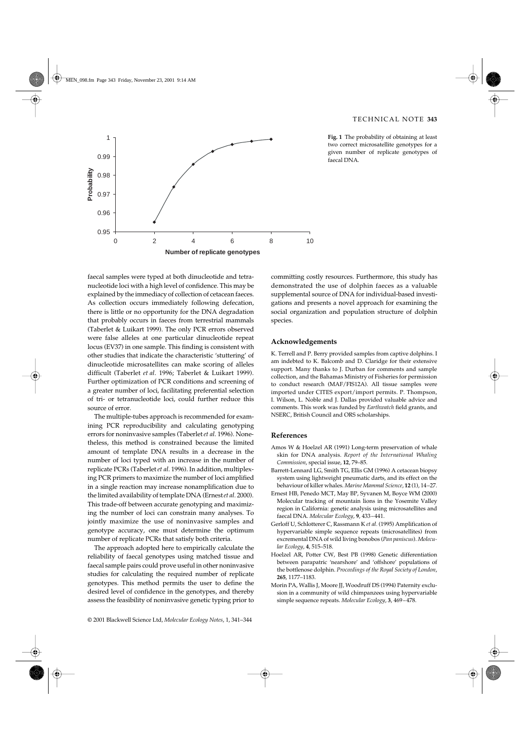**Fig. 1** The probability of obtaining at least two correct microsatellite genotypes for a given number of replicate genotypes of faecal DNA.

faecal samples were typed at both dinucleotide and tetranucleotide loci with a high level of confidence. This may be explained by the immediacy of collection of cetacean faeces. As collection occurs immediately following defecation, there is little or no opportunity for the DNA degradation that probably occurs in faeces from terrestrial mammals (Taberlet & Luikart 1999). The only PCR errors observed were false alleles at one particular dinucleotide repeat locus (EV37) in one sample. This finding is consistent with other studies that indicate the characteristic 'stuttering' of dinucleotide microsatellites can make scoring of alleles difficult (Taberlet *et al*. 1996; Taberlet & Luikart 1999). Further optimization of PCR conditions and screening of a greater number of loci, facilitating preferential selection of tri- or tetranucleotide loci, could further reduce this source of error.

The multiple-tubes approach is recommended for examining PCR reproducibility and calculating genotyping errors for noninvasive samples (Taberlet *et al*. 1996). Nonetheless, this method is constrained because the limited amount of template DNA results in a decrease in the number of loci typed with an increase in the number of replicate PCRs (Taberlet *et al*. 1996). In addition, multiplexing PCR primers to maximize the number of loci amplified in a single reaction may increase nonamplification due to the limited availability of template DNA (Ernest *et al*. 2000). This trade-off between accurate genotyping and maximizing the number of loci can constrain many analyses. To jointly maximize the use of noninvasive samples and genotype accuracy, one must determine the optimum number of replicate PCRs that satisfy both criteria.

The approach adopted here to empirically calculate the reliability of faecal genotypes using matched tissue and faecal sample pairs could prove useful in other noninvasive studies for calculating the required number of replicate genotypes. This method permits the user to define the desired level of confidence in the genotypes, and thereby assess the feasibility of noninvasive genetic typing prior to committing costly resources. Furthermore, this study has demonstrated the use of dolphin faeces as a valuable supplemental source of DNA for individual-based investigations and presents a novel approach for examining the social organization and population structure of dolphin species.

## Acknowledgements

K. Terrell and P. Berry provided samples from captive dolphins. I am indebted to K. Balcomb and D. Claridge for their extensive support. Many thanks to J. Durban for comments and sample collection, and the Bahamas Ministry of Fisheries for permission to conduct research (MAF/FIS12A). All tissue samples were imported under CITES export/import permits. P. Thompson, I. Wilson, L. Noble and J. Dallas provided valuable advice and comments. This work was funded by *Earthwatch* field grants, and NSERC, British Council and ORS scholarships.

## References

Amos W & Hoelzel AR (1991) Long-term preservation of whale skin for DNA analysis. *Report of the International Whaling Commission*, special issue, **12**, 79–85.

Barrett-Lennard LG, Smith TG, Ellis GM (1996) A cetacean biopsy system using lightweight pneumatic darts, and its effect on the behaviour of killer whales. *Marine Mammal Science*, **12** (1), 14–27.

Ernest HB, Penedo MCT, May BP, Syvanen M, Boyce WM (2000) Molecular tracking of mountain lions in the Yosemite Valley region in California: genetic analysis using microsatellites and faecal DNA. *Molecular Ecology*, **9**, 433–441.

Gerloff U, Schlotterer C, Rassmann K *et al*. (1995) Amplification of hypervariable simple sequence repeats (microsatellites) from excremental DNA of wild living bonobos (*Pan paniscus*). *Molecular Ecology*, **4**, 515–518.

Hoelzel AR, Potter CW, Best PB (1998) Genetic differentiation between parapatric 'nearshore' and 'offshore' populations of the bottlenose dolphin. *Proceedings of the Royal Society of London*, **265**, 1177–1183.

Morin PA, Wallis J, Moore JJ, Woodruff DS (1994) Paternity exclusion in a community of wild chimpanzees using hypervariable simple sequence repeats. *Molecular Ecology*, **3**, 469–478.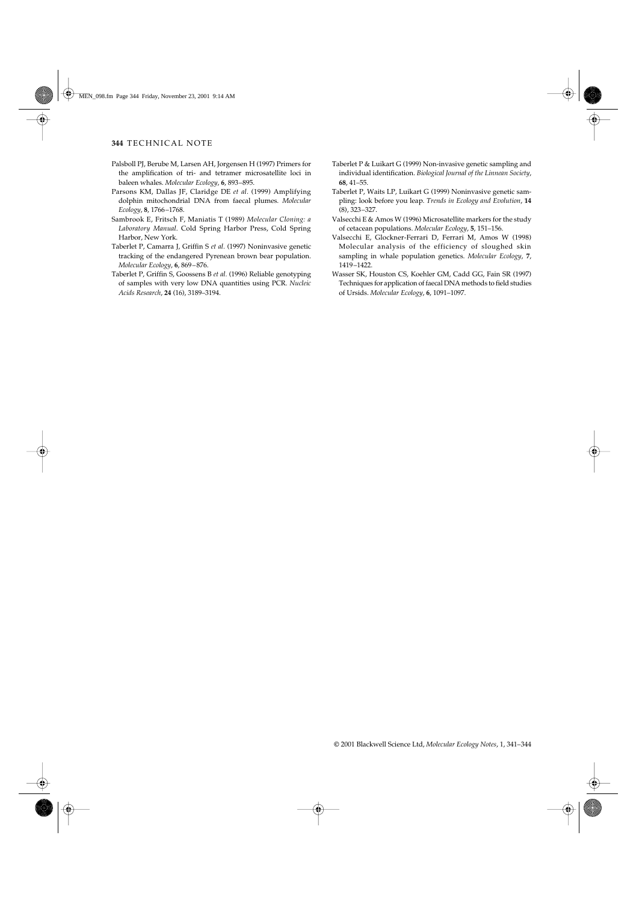Palsboll PJ, Berube M, Larsen AH, Jorgensen H (1997) Primers for the amplification of tri- and tetramer microsatellite loci in baleen whales. *Molecular Ecology*, **6**, 893–895.

Parsons KM, Dallas JF, Claridge DE *et al.* (1999) Amplifying dolphin mitochondrial DNA from faecal plumes. *Molecular Ecology*, **8**, 1766–1768.

Sambrook E, Fritsch F, Maniatis T (1989) *Molecular Cloning: a Laboratory Manual*. Cold Spring Harbor Press, Cold Spring Harbor, New York.

Taberlet P, Camarra J, Griffin S *et al.* (1997) Noninvasive genetic tracking of the endangered Pyrenean brown bear population. *Molecular Ecology*, **6**, 869–876.

Taberlet P, Griffin S, Goossens B *et al.* (1996) Reliable genotyping of samples with very low DNA quantities using PCR. *Nucleic Acids Research*, **24** (16), 3189–3194.

Taberlet P & Luikart G (1999) Non-invasive genetic sampling and individual identification. *Biological Journal of the Linnean Society*, **68**, 41–55.

Taberlet P, Waits LP, Luikart G (1999) Noninvasive genetic sampling: look before you leap. *Trends in Ecology and Evolution*, **14** (8), 323–327.

Valsecchi E & Amos W (1996) Microsatellite markers for the study of cetacean populations. *Molecular Ecology*, **5**, 151–156.

Valsecchi E, Glockner-Ferrari D, Ferrari M, Amos W (1998) Molecular analysis of the efficiency of sloughed skin sampling in whale population genetics. *Molecular Ecology*, **7**, 1419–1422.

Wasser SK, Houston CS, Koehler GM, Cadd GG, Fain SR (1997) Techniques for application of faecal DNA methods to field studies of Ursids. *Molecular Ecology*, **6**, 1091–1097.